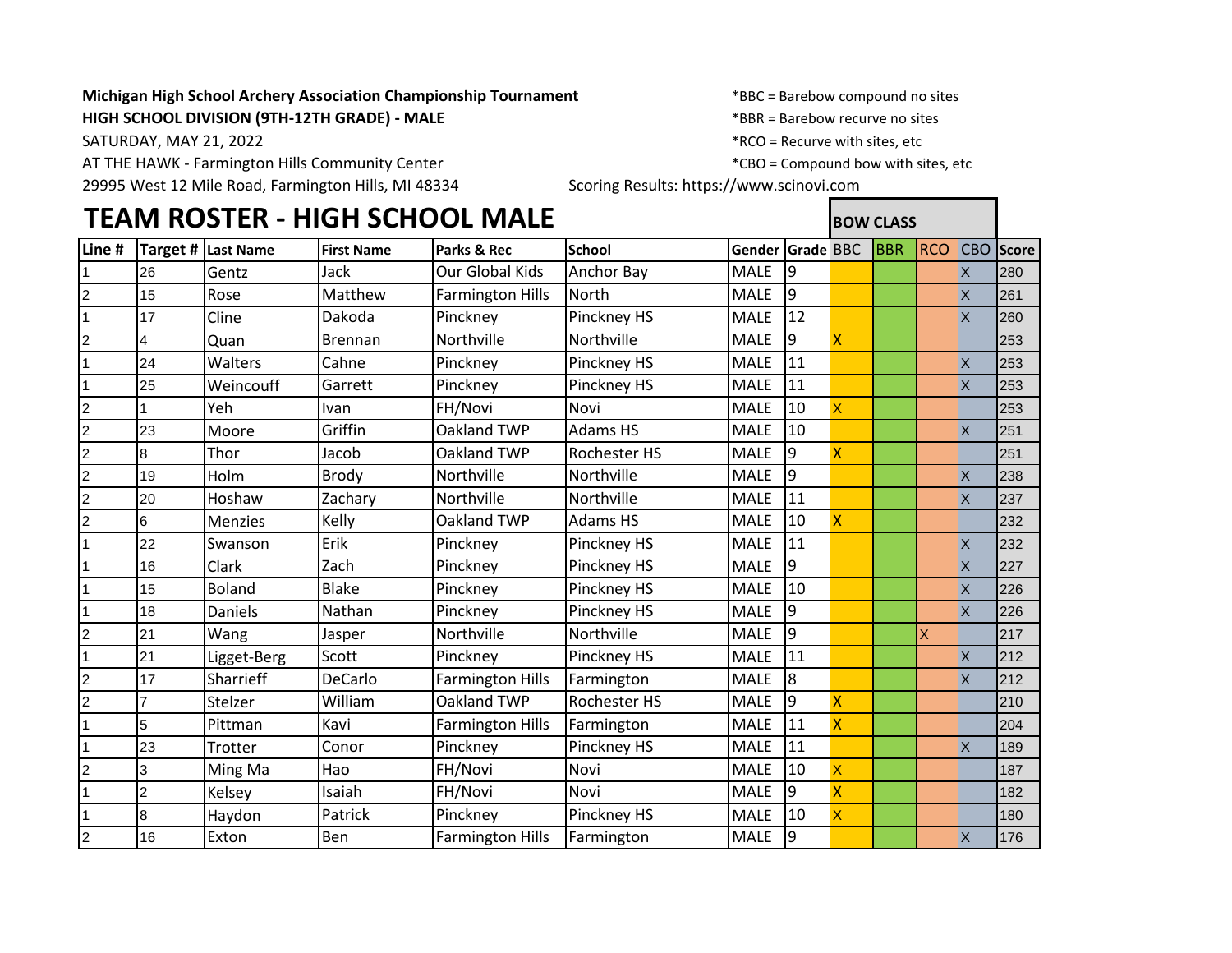**Michigan High School Archery Association Championship Tournament**

**HIGH SCHOOL DIVISION (9TH-12TH GRADE) - MALE**

SATURDAY, MAY 21, 2022

AT THE HAWK - Farmington Hills Community Center

29995 West 12 Mile Road, Farmington Hills, MI 48334

*BBC = Barebow compound no sites

*BBR = Barebow recurve no sites

*RCO = Recurve with sites, etc

*CBO = Compound bow with sites, etc

Scoring Results: https://www.scinovi.com

# TEAM ROSTER - HIGH SCHOOL MALE

| Line # | Target # | Last Name | First Name | Parks & Rec | School | Gender | Grade | BOW CLASS | | | | |
|---|---|---|---|---|---|---|---|---|---|---|---|---|
| | | | | | | | | BBC | BBR | RCO | CBO | Score |
| 1 | 26 | Gentz | Jack | Our Global Kids | Anchor Bay | MALE | 9 | | | | X | 280 |
| 2 | 15 | Rose | Matthew | Farmington Hills | North | MALE | 9 | | | | X | 261 |
| 1 | 17 | Cline | Dakoda | Pinckney | Pinckney HS | MALE | 12 | | | | X | 260 |
| 2 | 4 | Quan | Brennan | Northville | Northville | MALE | 9 | X | | | | 253 |
| 1 | 24 | Walters | Cahne | Pinckney | Pinckney HS | MALE | 11 | | | | X | 253 |
| 1 | 25 | Weincouff | Garrett | Pinckney | Pinckney HS | MALE | 11 | | | | X | 253 |
| 2 | 1 | Yeh | Ivan | FH/Novi | Novi | MALE | 10 | X | | | | 253 |
| 2 | 23 | Moore | Griffin | Oakland TWP | Adams HS | MALE | 10 | | | | X | 251 |
| 2 | 8 | Thor | Jacob | Oakland TWP | Rochester HS | MALE | 9 | X | | | | 251 |
| 2 | 19 | Holm | Brody | Northville | Northville | MALE | 9 | | | | X | 238 |
| 2 | 20 | Hoshaw | Zachary | Northville | Northville | MALE | 11 | | | | X | 237 |
| 2 | 6 | Menzies | Kelly | Oakland TWP | Adams HS | MALE | 10 | X | | | | 232 |
| 1 | 22 | Swanson | Erik | Pinckney | Pinckney HS | MALE | 11 | | | | X | 232 |
| 1 | 16 | Clark | Zach | Pinckney | Pinckney HS | MALE | 9 | | | | X | 227 |
| 1 | 15 | Boland | Blake | Pinckney | Pinckney HS | MALE | 10 | | | | X | 226 |
| 1 | 18 | Daniels | Nathan | Pinckney | Pinckney HS | MALE | 9 | | | | X | 226 |
| 2 | 21 | Wang | Jasper | Northville | Northville | MALE | 9 | | | X | | 217 |
| 1 | 21 | Ligget-Berg | Scott | Pinckney | Pinckney HS | MALE | 11 | | | | X | 212 |
| 2 | 17 | Sharrieff | DeCarlo | Farmington Hills | Farmington | MALE | 8 | | | | X | 212 |
| 2 | 7 | Stelzer | William | Oakland TWP | Rochester HS | MALE | 9 | X | | | | 210 |
| 1 | 5 | Pittman | Kavi | Farmington Hills | Farmington | MALE | 11 | X | | | | 204 |
| 1 | 23 | Trotter | Conor | Pinckney | Pinckney HS | MALE | 11 | | | | X | 189 |
| 2 | 3 | Ming Ma | Hao | FH/Novi | Novi | MALE | 10 | X | | | | 187 |
| 1 | 2 | Kelsey | Isaiah | FH/Novi | Novi | MALE | 9 | X | | | | 182 |
| 1 | 8 | Haydon | Patrick | Pinckney | Pinckney HS | MALE | 10 | X | | | | 180 |
| 2 | 16 | Exton | Ben | Farmington Hills | Farmington | MALE | 9 | | | | X | 176 |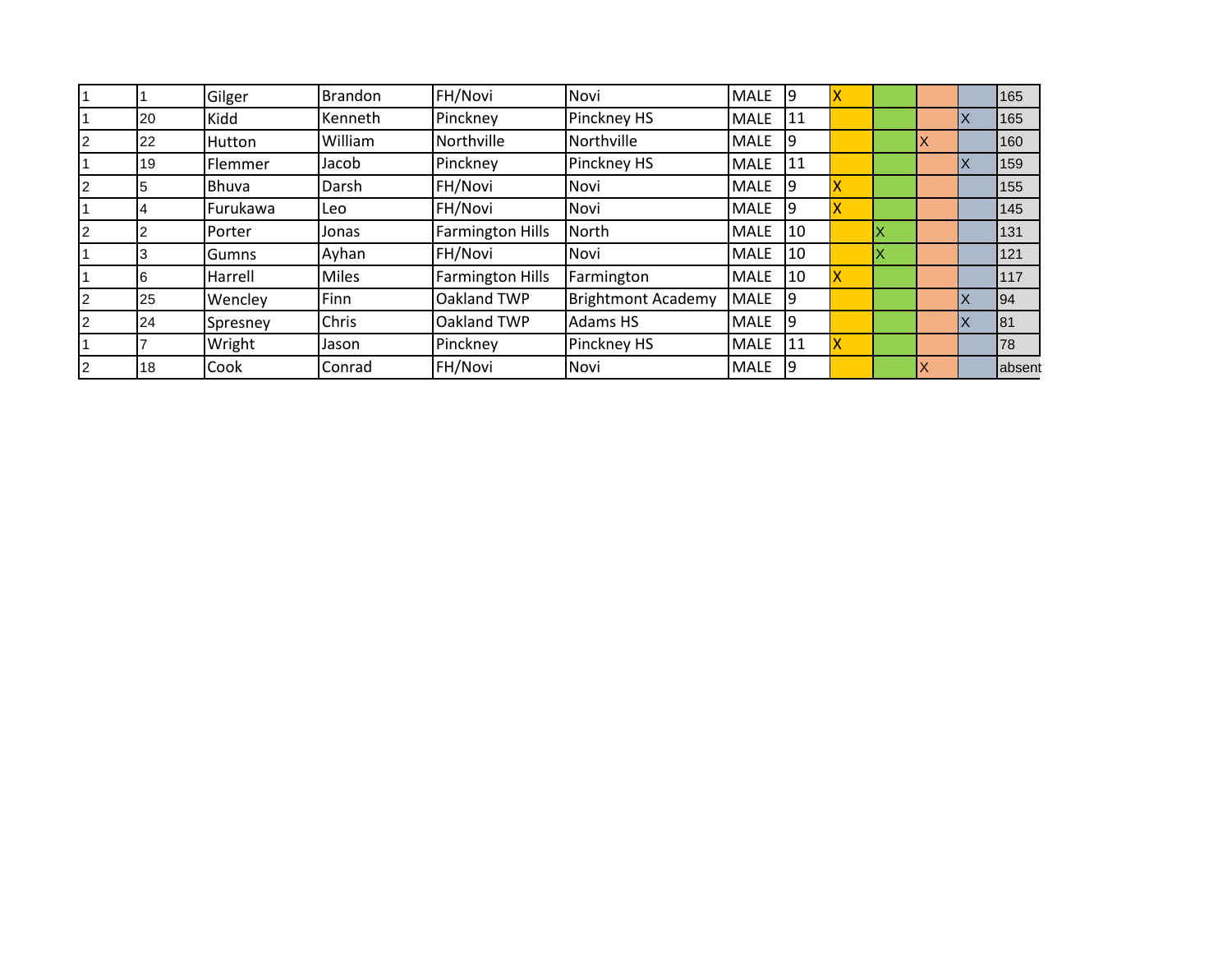| | | | | | | | | | | | | |
|---|---|---|---|---|---|---|---|---|---|---|---|---|
| 1 | 1 | Gilger | Brandon | FH/Novi | Novi | MALE | 9 | X | | | | 165 |
| 1 | 20 | Kidd | Kenneth | Pinckney | Pinckney HS | MALE | 11 | | | | X | 165 |
| 2 | 22 | Hutton | William | Northville | Northville | MALE | 9 | | | X | | 160 |
| 1 | 19 | Flemmer | Jacob | Pinckney | Pinckney HS | MALE | 11 | | | | X | 159 |
| 2 | 5 | Bhuva | Darsh | FH/Novi | Novi | MALE | 9 | X | | | | 155 |
| 1 | 4 | Furukawa | Leo | FH/Novi | Novi | MALE | 9 | X | | | | 145 |
| 2 | 2 | Porter | Jonas | Farmington Hills | North | MALE | 10 | | X | | | 131 |
| 1 | 3 | Gumns | Ayhan | FH/Novi | Novi | MALE | 10 | | X | | | 121 |
| 1 | 6 | Harrell | Miles | Farmington Hills | Farmington | MALE | 10 | X | | | | 117 |
| 2 | 25 | Wencley | Finn | Oakland TWP | Brightmont Academy | MALE | 9 | | | | X | 94 |
| 2 | 24 | Spresney | Chris | Oakland TWP | Adams HS | MALE | 9 | | | | X | 81 |
| 1 | 7 | Wright | Jason | Pinckney | Pinckney HS | MALE | 11 | X | | | | 78 |
| 2 | 18 | Cook | Conrad | FH/Novi | Novi | MALE | 9 | | | X | | absent |